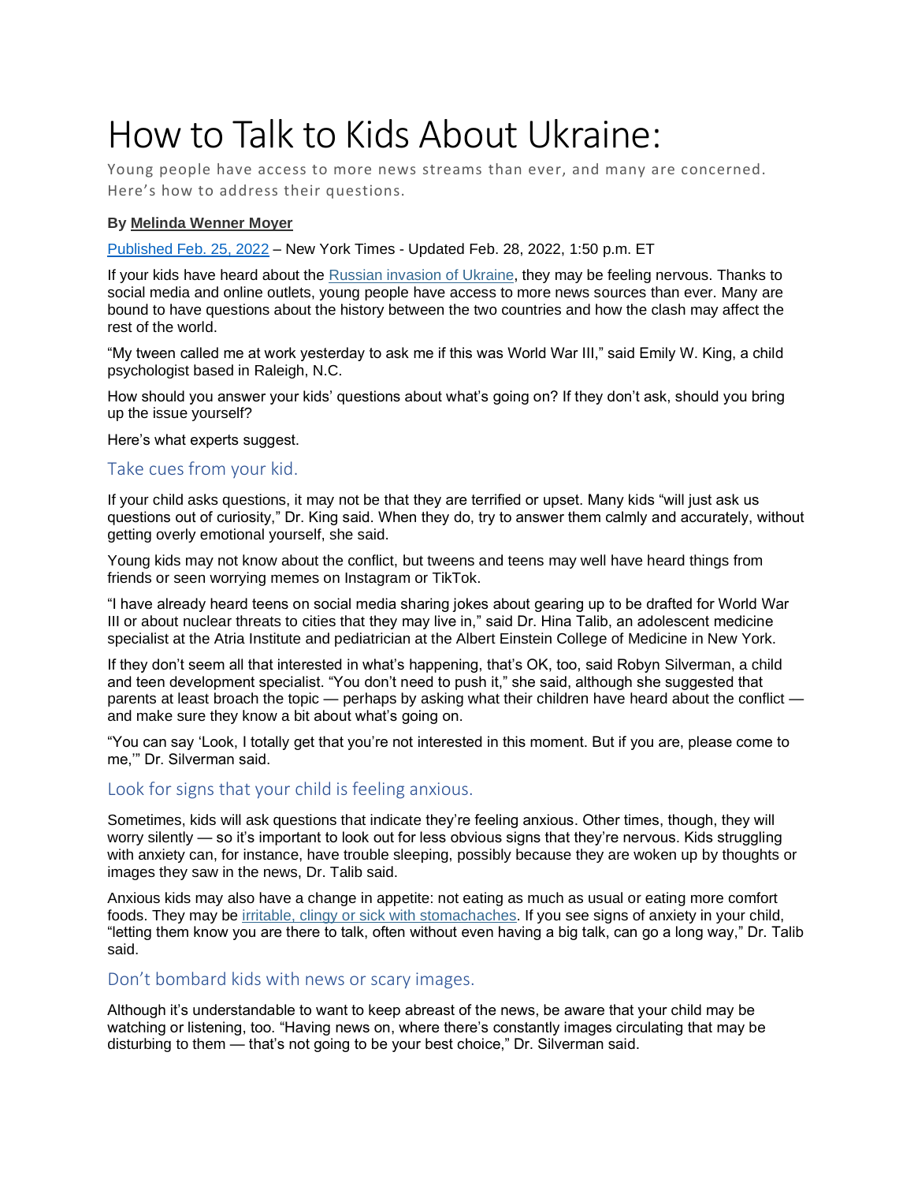# How to Talk to Kids About Ukraine:

Young people have access to more news streams than ever, and many are concerned. Here's how to address their questions.

**By Melinda Wenner Moyer**

Published Feb. 25, 2022 – New York Times - Updated Feb. 28, 2022, 1:50 p.m. ET

If your kids have heard about the Russian invasion of Ukraine, they may be feeling nervous. Thanks to social media and online outlets, young people have access to more news sources than ever. Many are bound to have questions about the history between the two countries and how the clash may affect the rest of the world.

"My tween called me at work yesterday to ask me if this was World War III," said Emily W. King, a child psychologist based in Raleigh, N.C.

How should you answer your kids' questions about what's going on? If they don't ask, should you bring up the issue yourself?

Here's what experts suggest.

## Take cues from your kid.

If your child asks questions, it may not be that they are terrified or upset. Many kids "will just ask us questions out of curiosity," Dr. King said. When they do, try to answer them calmly and accurately, without getting overly emotional yourself, she said.

Young kids may not know about the conflict, but tweens and teens may well have heard things from friends or seen worrying memes on Instagram or TikTok.

"I have already heard teens on social media sharing jokes about gearing up to be drafted for World War III or about nuclear threats to cities that they may live in," said Dr. Hina Talib, an adolescent medicine specialist at the Atria Institute and pediatrician at the Albert Einstein College of Medicine in New York.

If they don't seem all that interested in what's happening, that's OK, too, said Robyn Silverman, a child and teen development specialist. "You don't need to push it," she said, although she suggested that parents at least broach the topic — perhaps by asking what their children have heard about the conflict — and make sure they know a bit about what's going on.

"You can say 'Look, I totally get that you're not interested in this moment. But if you are, please come to me,'" Dr. Silverman said.

## Look for signs that your child is feeling anxious.

Sometimes, kids will ask questions that indicate they're feeling anxious. Other times, though, they will worry silently — so it's important to look out for less obvious signs that they're nervous. Kids struggling with anxiety can, for instance, have trouble sleeping, possibly because they are woken up by thoughts or images they saw in the news, Dr. Talib said.

Anxious kids may also have a change in appetite: not eating as much as usual or eating more comfort foods. They may be irritable, clingy or sick with stomachaches. If you see signs of anxiety in your child, "letting them know you are there to talk, often without even having a big talk, can go a long way," Dr. Talib said.

## Don't bombard kids with news or scary images.

Although it's understandable to want to keep abreast of the news, be aware that your child may be watching or listening, too. "Having news on, where there's constantly images circulating that may be disturbing to them — that's not going to be your best choice," Dr. Silverman said.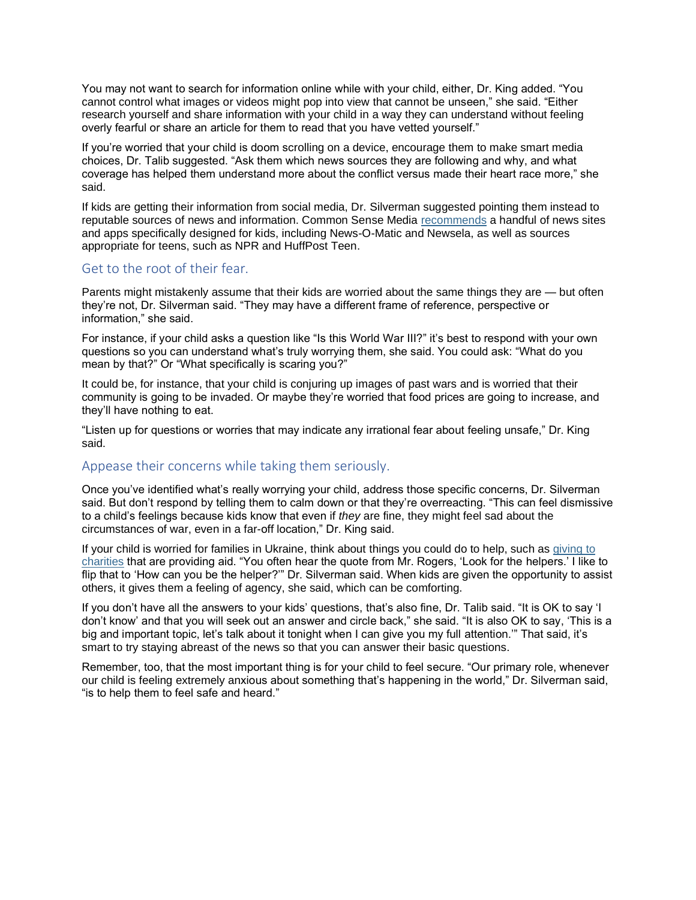You may not want to search for information online while with your child, either, Dr. King added. "You cannot control what images or videos might pop into view that cannot be unseen," she said. "Either research yourself and share information with your child in a way they can understand without feeling overly fearful or share an article for them to read that you have vetted yourself."

If you're worried that your child is doom scrolling on a device, encourage them to make smart media choices, Dr. Talib suggested. "Ask them which news sources they are following and why, and what coverage has helped them understand more about the conflict versus made their heart race more," she said.

If kids are getting their information from social media, Dr. Silverman suggested pointing them instead to reputable sources of news and information. Common Sense Media recommends a handful of news sites and apps specifically designed for kids, including News-O-Matic and Newsela, as well as sources appropriate for teens, such as NPR and HuffPost Teen.

## Get to the root of their fear.

Parents might mistakenly assume that their kids are worried about the same things they are — but often they're not, Dr. Silverman said. "They may have a different frame of reference, perspective or information," she said.

For instance, if your child asks a question like "Is this World War III?" it's best to respond with your own questions so you can understand what's truly worrying them, she said. You could ask: "What do you mean by that?" Or "What specifically is scaring you?"

It could be, for instance, that your child is conjuring up images of past wars and is worried that their community is going to be invaded. Or maybe they're worried that food prices are going to increase, and they'll have nothing to eat.

"Listen up for questions or worries that may indicate any irrational fear about feeling unsafe," Dr. King said.

## Appease their concerns while taking them seriously.

Once you've identified what's really worrying your child, address those specific concerns, Dr. Silverman said. But don't respond by telling them to calm down or that they're overreacting. "This can feel dismissive to a child's feelings because kids know that even if *they* are fine, they might feel sad about the circumstances of war, even in a far-off location," Dr. King said.

If your child is worried for families in Ukraine, think about things you could do to help, such as giving to charities that are providing aid. "You often hear the quote from Mr. Rogers, 'Look for the helpers.' I like to flip that to 'How can you be the helper?'" Dr. Silverman said. When kids are given the opportunity to assist others, it gives them a feeling of agency, she said, which can be comforting.

If you don't have all the answers to your kids' questions, that's also fine, Dr. Talib said. "It is OK to say 'I don't know' and that you will seek out an answer and circle back," she said. "It is also OK to say, 'This is a big and important topic, let's talk about it tonight when I can give you my full attention.'" That said, it's smart to try staying abreast of the news so that you can answer their basic questions.

Remember, too, that the most important thing is for your child to feel secure. "Our primary role, whenever our child is feeling extremely anxious about something that's happening in the world," Dr. Silverman said, "is to help them to feel safe and heard."